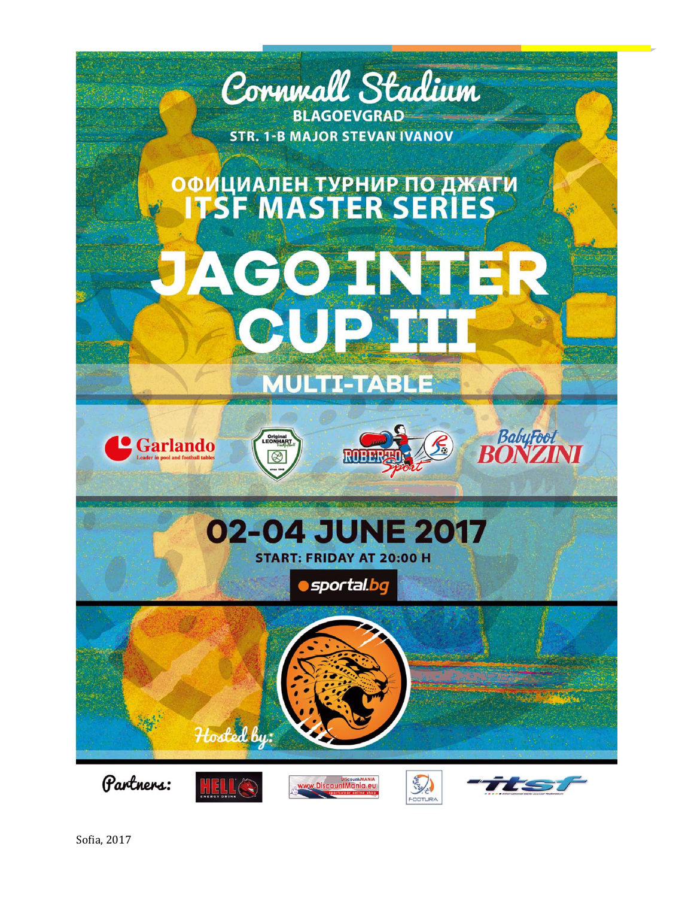# Cornwall Stadium

**BLAGOEVGRAD**

**STR. 1-B MAJOR STEVAN IVANOV**

## ОФИЦИАЛЕН ТУРНИР ПО ДЖАГИ
## ITSF MASTER SERIES

# JAGO INTER CUP III

## MULTI-TABLE

Garlando — Leader in pool and football tables

Original LEONHART — since 1948

ROBERTO Sport

BabyFoot BONZINI

## 02-04 JUNE 2017

**START: FRIDAY AT 20:00 H**

sportal.bg

Hosted by:

Partners:

HELL ENERGY DRINK

DiscountMANIA www.DiscountMania.eu sportswear online shop

FOOTURA

itsf — International table soccer federation

Sofia, 2017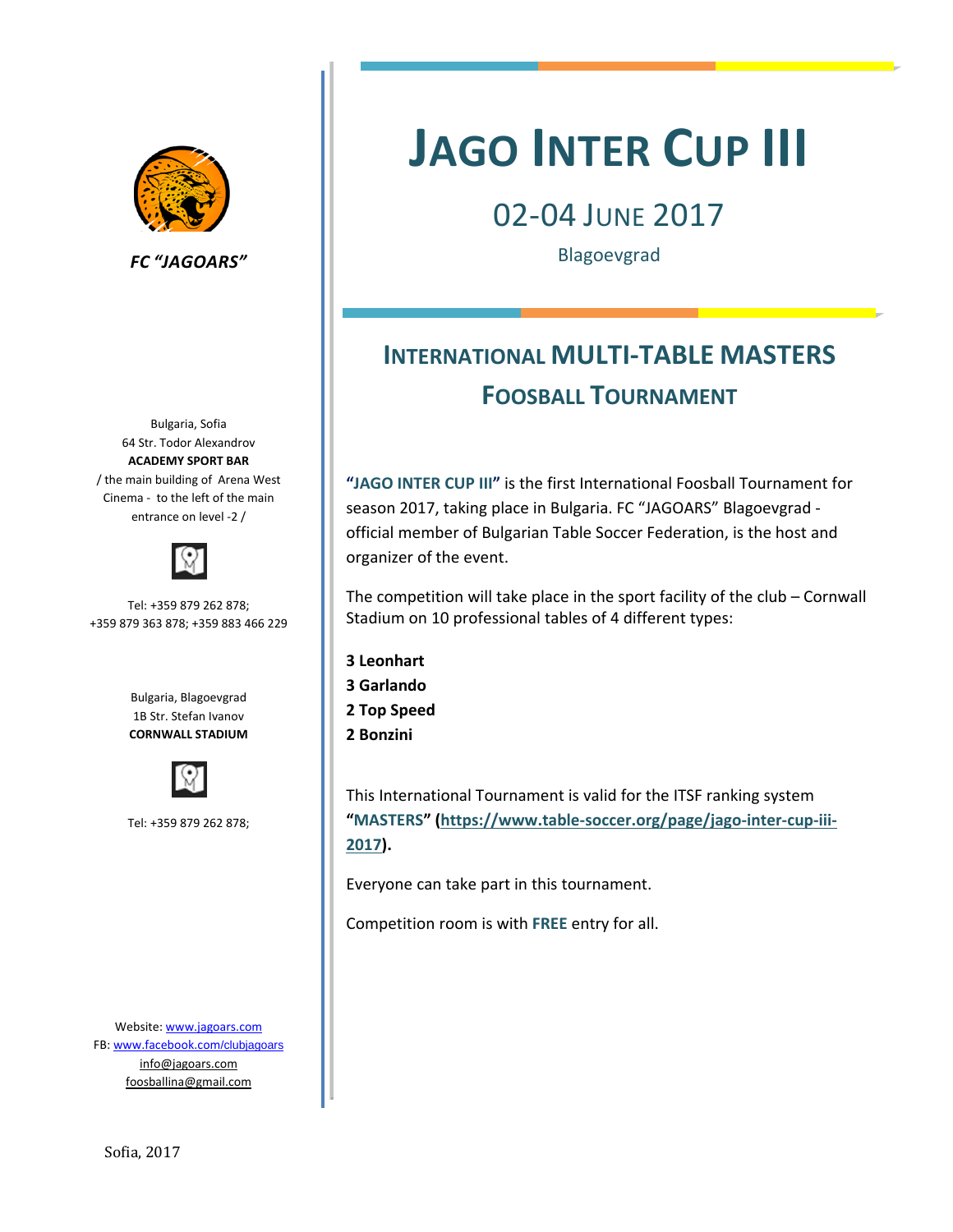# JAGO INTER CUP III

## 02-04 JUNE 2017

Blagoevgrad

## INTERNATIONAL MULTI-TABLE MASTERS FOOSBALL TOURNAMENT

**"JAGO INTER CUP III"** is the first International Foosball Tournament for season 2017, taking place in Bulgaria. FC "JAGOARS" Blagoevgrad - official member of Bulgarian Table Soccer Federation, is the host and organizer of the event.

The competition will take place in the sport facility of the club – Cornwall Stadium on 10 professional tables of 4 different types:

**3 Leonhart**
**3 Garlando**
**2 Top Speed**
**2 Bonzini**

This International Tournament is valid for the ITSF ranking system **"MASTERS" (https://www.table-soccer.org/page/jago-inter-cup-iii-2017).**

Everyone can take part in this tournament.

Competition room is with **FREE** entry for all.

*FC "JAGOARS"*

Bulgaria, Sofia
64 Str. Todor Alexandrov
**ACADEMY SPORT BAR**
/ the main building of Arena West Cinema - to the left of the main entrance on level -2 /

Tel: +359 879 262 878; +359 879 363 878; +359 883 466 229

Bulgaria, Blagoevgrad
1B Str. Stefan Ivanov
**CORNWALL STADIUM**

Tel: +359 879 262 878;

Website: www.jagoars.com
FB: www.facebook.com/clubjagoars
info@jagoars.com
foosballina@gmail.com

Sofia, 2017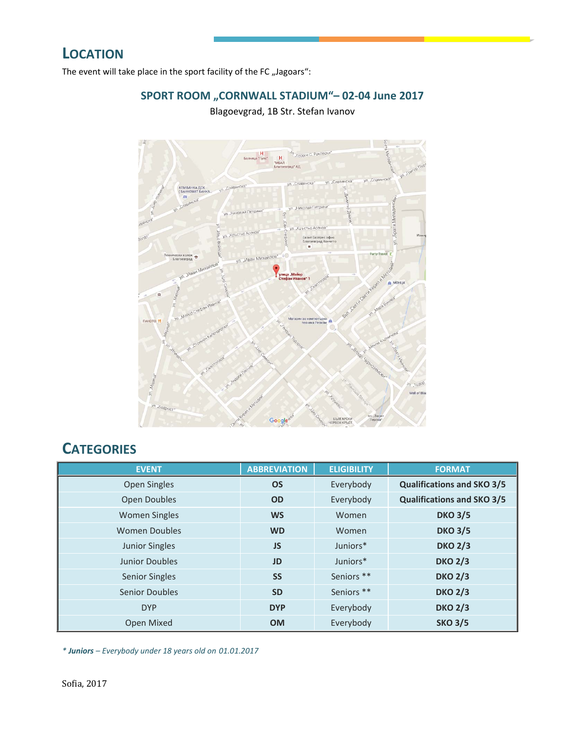## LOCATION

The event will take place in the sport facility of the FC „Jagoars":

### SPORT ROOM „CORNWALL STADIUM"– 02-04 June 2017

Blagoevgrad, 1B Str. Stefan Ivanov

## CATEGORIES

| EVENT | ABBREVIATION | ELIGIBILITY | FORMAT |
|---|---|---|---|
| Open Singles | **OS** | Everybody | **Qualifications and SKO 3/5** |
| Open Doubles | **OD** | Everybody | **Qualifications and SKO 3/5** |
| Women Singles | **WS** | Women | **DKO 3/5** |
| Women Doubles | **WD** | Women | **DKO 3/5** |
| Junior Singles | **JS** | Juniors* | **DKO 2/3** |
| Junior Doubles | **JD** | Juniors* | **DKO 2/3** |
| Senior Singles | **SS** | Seniors ** | **DKO 2/3** |
| Senior Doubles | **SD** | Seniors ** | **DKO 2/3** |
| DYP | **DYP** | Everybody | **DKO 2/3** |
| Open Mixed | **OM** | Everybody | **SKO 3/5** |

*\* **Juniors** – Everybody under 18 years old on 01.01.2017*

Sofia, 2017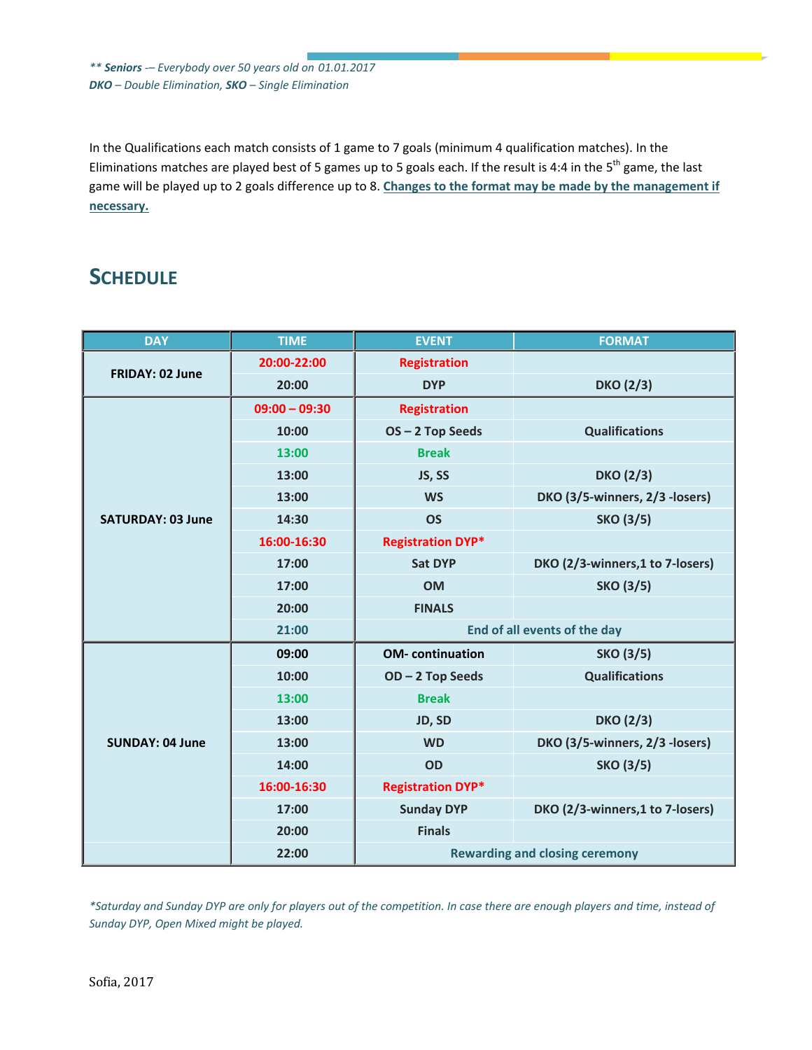*** **Seniors** -– Everybody over 50 years old on 01.01.2017*
***DKO** – Double Elimination, **SKO** – Single Elimination*

In the Qualifications each match consists of 1 game to 7 goals (minimum 4 qualification matches). In the Eliminations matches are played best of 5 games up to 5 goals each. If the result is 4:4 in the 5th game, the last game will be played up to 2 goals difference up to 8. **Changes to the format may be made by the management if necessary.**

## SCHEDULE

| DAY | TIME | EVENT | FORMAT |
|---|---|---|---|
| **FRIDAY: 02 June** | **20:00-22:00** | **Registration** | |
| | **20:00** | **DYP** | **DKO (2/3)** |
| **SATURDAY: 03 June** | **09:00 – 09:30** | **Registration** | |
| | **10:00** | **OS – 2 Top Seeds** | **Qualifications** |
| | **13:00** | **Break** | |
| | **13:00** | **JS, SS** | **DKO (2/3)** |
| | **13:00** | **WS** | **DKO (3/5-winners, 2/3 -losers)** |
| | **14:30** | **OS** | **SKO (3/5)** |
| | **16:00-16:30** | **Registration DYP*** | |
| | **17:00** | **Sat DYP** | **DKO (2/3-winners,1 to 7-losers)** |
| | **17:00** | **OM** | **SKO (3/5)** |
| | **20:00** | **FINALS** | |
| | **21:00** | **End of all events of the day** | |
| **SUNDAY: 04 June** | **09:00** | **OM- continuation** | **SKO (3/5)** |
| | **10:00** | **OD – 2 Top Seeds** | **Qualifications** |
| | **13:00** | **Break** | |
| | **13:00** | **JD, SD** | **DKO (2/3)** |
| | **13:00** | **WD** | **DKO (3/5-winners, 2/3 -losers)** |
| | **14:00** | **OD** | **SKO (3/5)** |
| | **16:00-16:30** | **Registration DYP*** | |
| | **17:00** | **Sunday DYP** | **DKO (2/3-winners,1 to 7-losers)** |
| | **20:00** | **Finals** | |
| | **22:00** | **Rewarding and closing ceremony** | |

**Saturday and Sunday DYP are only for players out of the competition. In case there are enough players and time, instead of Sunday DYP, Open Mixed might be played.*

Sofia, 2017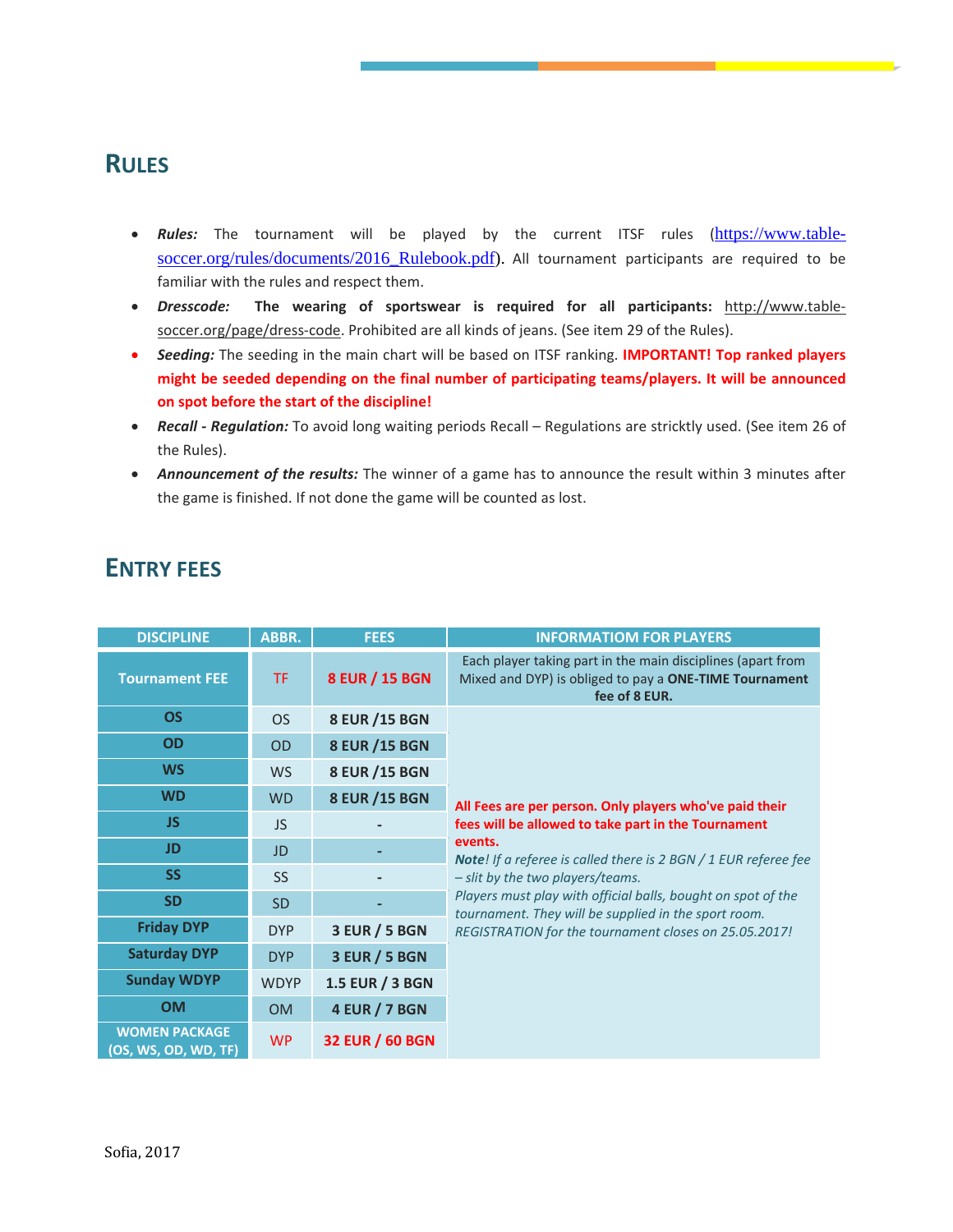## RULES

- ***Rules:*** The tournament will be played by the current ITSF rules (https://www.table-soccer.org/rules/documents/2016_Rulebook.pdf). All tournament participants are required to be familiar with the rules and respect them.
- ***Dresscode:*** **The wearing of sportswear is required for all participants:** http://www.table-soccer.org/page/dress-code. Prohibited are all kinds of jeans. (See item 29 of the Rules).
- ***Seeding:*** The seeding in the main chart will be based on ITSF ranking. **IMPORTANT! Top ranked players might be seeded depending on the final number of participating teams/players. It will be announced on spot before the start of the discipline!**
- ***Recall - Regulation:*** To avoid long waiting periods Recall – Regulations are stricktly used. (See item 26 of the Rules).
- ***Announcement of the results:*** The winner of a game has to announce the result within 3 minutes after the game is finished. If not done the game will be counted as lost.

## ENTRY FEES

| DISCIPLINE | ABBR. | FEES | INFORMATIOM FOR PLAYERS |
|---|---|---|---|
| **Tournament FEE** | TF | **8 EUR / 15 BGN** | Each player taking part in the main disciplines (apart from Mixed and DYP) is obliged to pay a **ONE-TIME Tournament fee of 8 EUR.** |
| **OS** | OS | **8 EUR /15 BGN** | **All Fees are per person. Only players who've paid their fees will be allowed to take part in the Tournament events.** ***Note****! If a referee is called there is 2 BGN / 1 EUR referee fee – slit by the two players/teams.* *Players must play with official balls, bought on spot of the tournament. They will be supplied in the sport room.* *REGISTRATION for the tournament closes on 25.05.2017!* |
| **OD** | OD | **8 EUR /15 BGN** | |
| **WS** | WS | **8 EUR /15 BGN** | |
| **WD** | WD | **8 EUR /15 BGN** | |
| **JS** | JS | - | |
| **JD** | JD | - | |
| **SS** | SS | - | |
| **SD** | SD | - | |
| **Friday DYP** | DYP | **3 EUR / 5 BGN** | |
| **Saturday DYP** | DYP | **3 EUR / 5 BGN** | |
| **Sunday WDYP** | WDYP | **1.5 EUR / 3 BGN** | |
| **OM** | OM | **4 EUR / 7 BGN** | |
| **WOMEN PACKAGE (OS, WS, OD, WD, TF)** | WP | **32 EUR / 60 BGN** | |

Sofia, 2017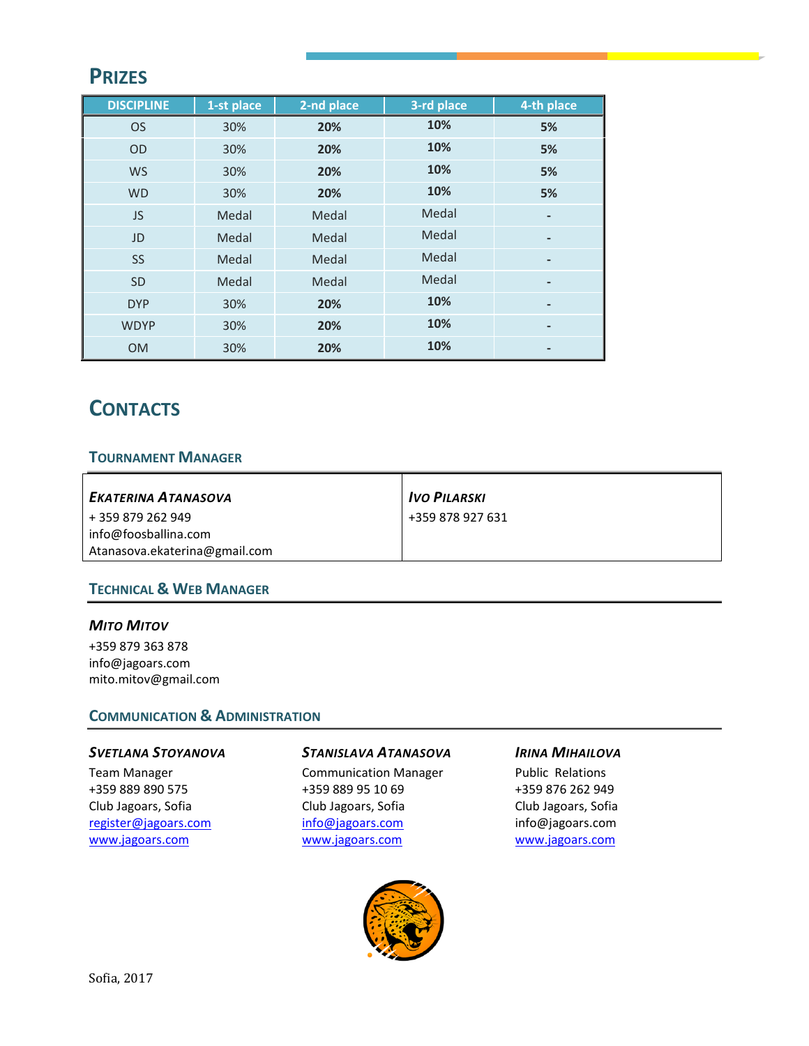## PRIZES

| DISCIPLINE | 1-st place | 2-nd place | 3-rd place | 4-th place |
| --- | --- | --- | --- | --- |
| OS | 30% | **20%** | **10%** | **5%** |
| OD | 30% | **20%** | **10%** | **5%** |
| WS | 30% | **20%** | **10%** | **5%** |
| WD | 30% | **20%** | **10%** | **5%** |
| JS | Medal | Medal | Medal | - |
| JD | Medal | Medal | Medal | - |
| SS | Medal | Medal | Medal | - |
| SD | Medal | Medal | Medal | - |
| DYP | 30% | **20%** | **10%** | - |
| WDYP | 30% | **20%** | **10%** | - |
| OM | 30% | **20%** | **10%** | - |

## CONTACTS

### TOURNAMENT MANAGER

***EKATERINA ATANASOVA***
+ 359 879 262 949
info@foosballina.com
Atanasova.ekaterina@gmail.com

***IVO PILARSKI***
+359 878 927 631

### TECHNICAL & WEB MANAGER

***MITO MITOV***
+359 879 363 878
info@jagoars.com
mito.mitov@gmail.com

### COMMUNICATION & ADMINISTRATION

***SVETLANA STOYANOVA***
Team Manager
+359 889 890 575
Club Jagoars, Sofia
register@jagoars.com
www.jagoars.com

***STANISLAVA ATANASOVA***
Communication Manager
+359 889 95 10 69
Club Jagoars, Sofia
info@jagoars.com
www.jagoars.com

***IRINA MIHAILOVA***
Public Relations
+359 876 262 949
Club Jagoars, Sofia
info@jagoars.com
www.jagoars.com

Sofia, 2017